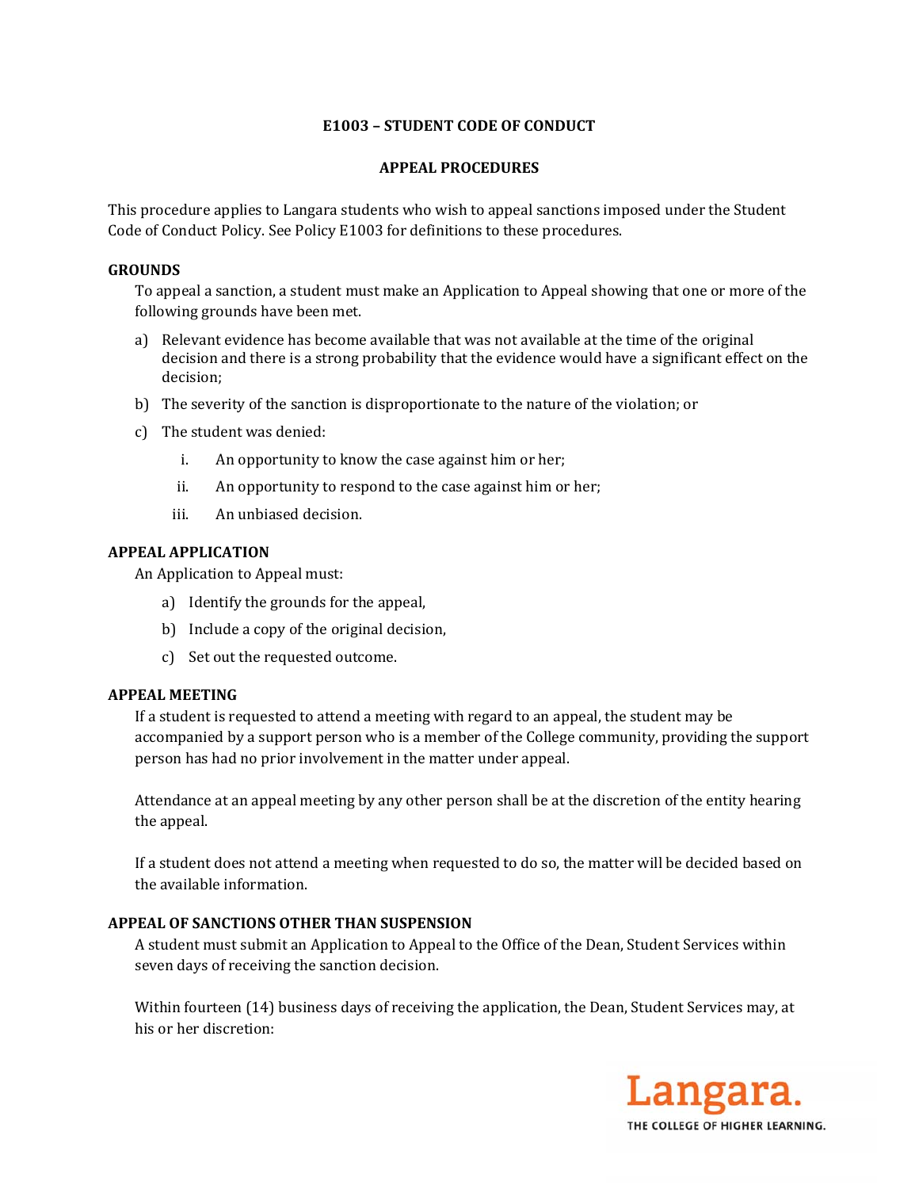# E1003 – STUDENT CODE OF CONDUCT

## APPEAL PROCEDURES

This procedure applies to Langara students who wish to appeal sanctions imposed under the Student Code of Conduct Policy. See Policy E1003 for definitions to these procedures.

### GROUNDS

To appeal a sanction, a student must make an Application to Appeal showing that one or more of the following grounds have been met.

a) Relevant evidence has become available that was not available at the time of the original decision and there is a strong probability that the evidence would have a significant effect on the decision;

b) The severity of the sanction is disproportionate to the nature of the violation; or

c) The student was denied:

   i. An opportunity to know the case against him or her;

   ii. An opportunity to respond to the case against him or her;

   iii. An unbiased decision.

### APPEAL APPLICATION

An Application to Appeal must:

a) Identify the grounds for the appeal,

b) Include a copy of the original decision,

c) Set out the requested outcome.

### APPEAL MEETING

If a student is requested to attend a meeting with regard to an appeal, the student may be accompanied by a support person who is a member of the College community, providing the support person has had no prior involvement in the matter under appeal.

Attendance at an appeal meeting by any other person shall be at the discretion of the entity hearing the appeal.

If a student does not attend a meeting when requested to do so, the matter will be decided based on the available information.

### APPEAL OF SANCTIONS OTHER THAN SUSPENSION

A student must submit an Application to Appeal to the Office of the Dean, Student Services within seven days of receiving the sanction decision.

Within fourteen (14) business days of receiving the application, the Dean, Student Services may, at his or her discretion: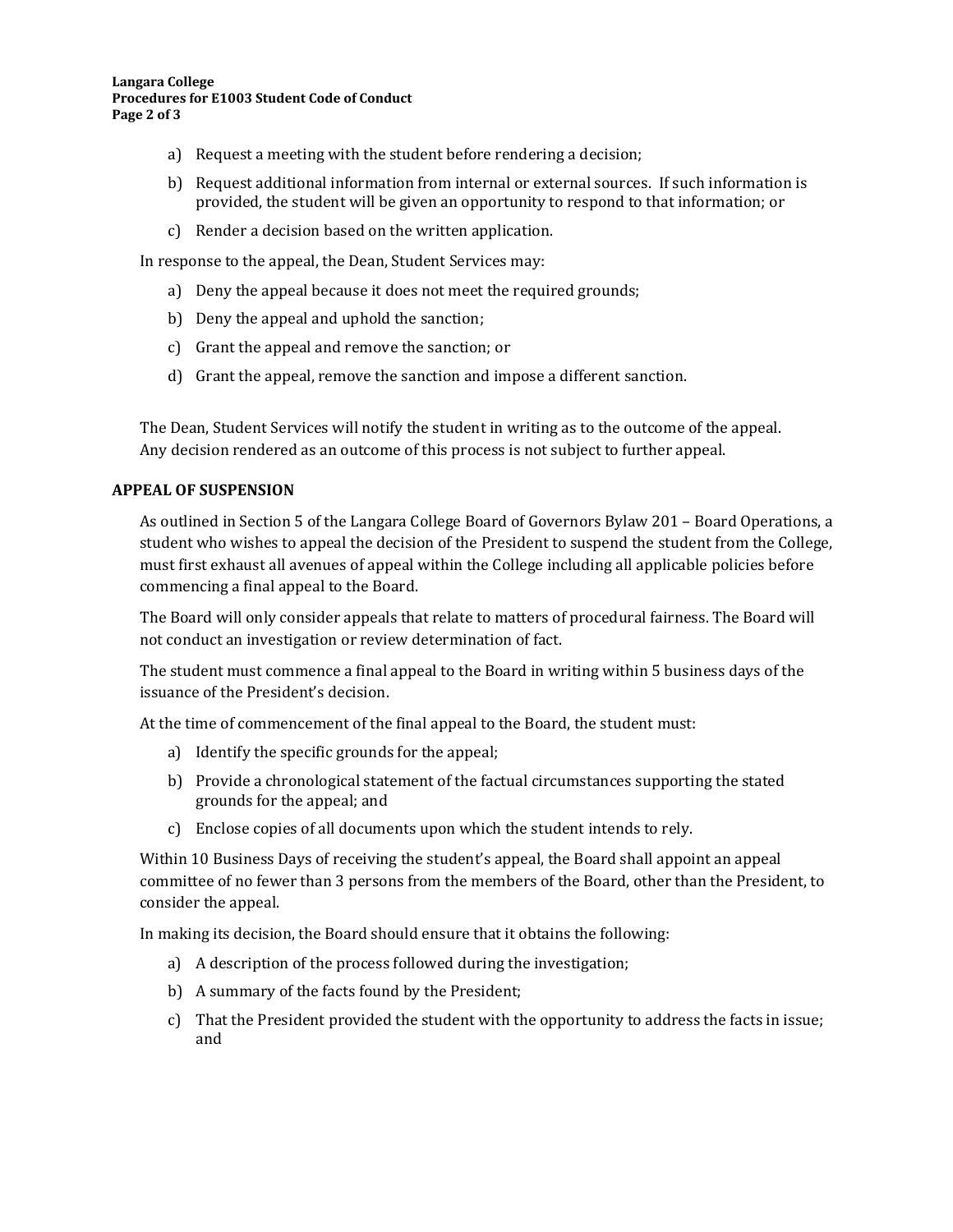a) Request a meeting with the student before rendering a decision;

b) Request additional information from internal or external sources. If such information is provided, the student will be given an opportunity to respond to that information; or

c) Render a decision based on the written application.

In response to the appeal, the Dean, Student Services may:

a) Deny the appeal because it does not meet the required grounds;

b) Deny the appeal and uphold the sanction;

c) Grant the appeal and remove the sanction; or

d) Grant the appeal, remove the sanction and impose a different sanction.

The Dean, Student Services will notify the student in writing as to the outcome of the appeal. Any decision rendered as an outcome of this process is not subject to further appeal.

**APPEAL OF SUSPENSION**

As outlined in Section 5 of the Langara College Board of Governors Bylaw 201 – Board Operations, a student who wishes to appeal the decision of the President to suspend the student from the College, must first exhaust all avenues of appeal within the College including all applicable policies before commencing a final appeal to the Board.

The Board will only consider appeals that relate to matters of procedural fairness. The Board will not conduct an investigation or review determination of fact.

The student must commence a final appeal to the Board in writing within 5 business days of the issuance of the President's decision.

At the time of commencement of the final appeal to the Board, the student must:

a) Identify the specific grounds for the appeal;

b) Provide a chronological statement of the factual circumstances supporting the stated grounds for the appeal; and

c) Enclose copies of all documents upon which the student intends to rely.

Within 10 Business Days of receiving the student's appeal, the Board shall appoint an appeal committee of no fewer than 3 persons from the members of the Board, other than the President, to consider the appeal.

In making its decision, the Board should ensure that it obtains the following:

a) A description of the process followed during the investigation;

b) A summary of the facts found by the President;

c) That the President provided the student with the opportunity to address the facts in issue; and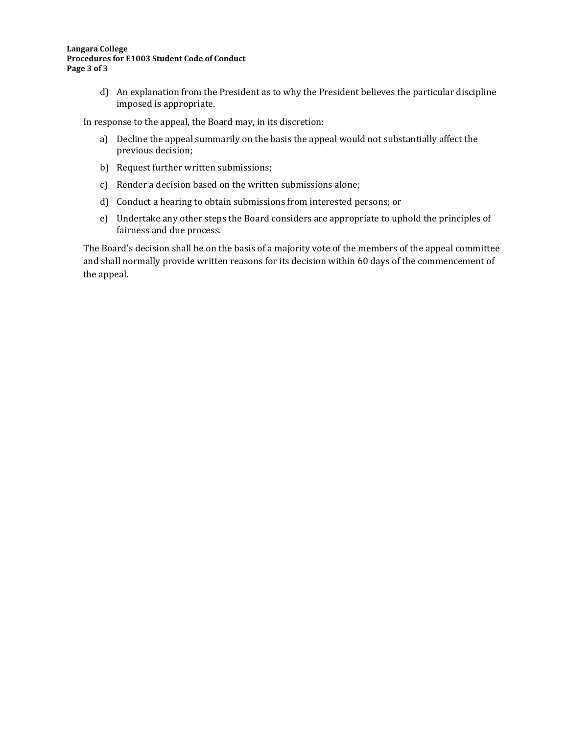d) An explanation from the President as to why the President believes the particular discipline imposed is appropriate.

In response to the appeal, the Board may, in its discretion:

a) Decline the appeal summarily on the basis the appeal would not substantially affect the previous decision;

b) Request further written submissions;

c) Render a decision based on the written submissions alone;

d) Conduct a hearing to obtain submissions from interested persons; or

e) Undertake any other steps the Board considers are appropriate to uphold the principles of fairness and due process.

The Board's decision shall be on the basis of a majority vote of the members of the appeal committee and shall normally provide written reasons for its decision within 60 days of the commencement of the appeal.